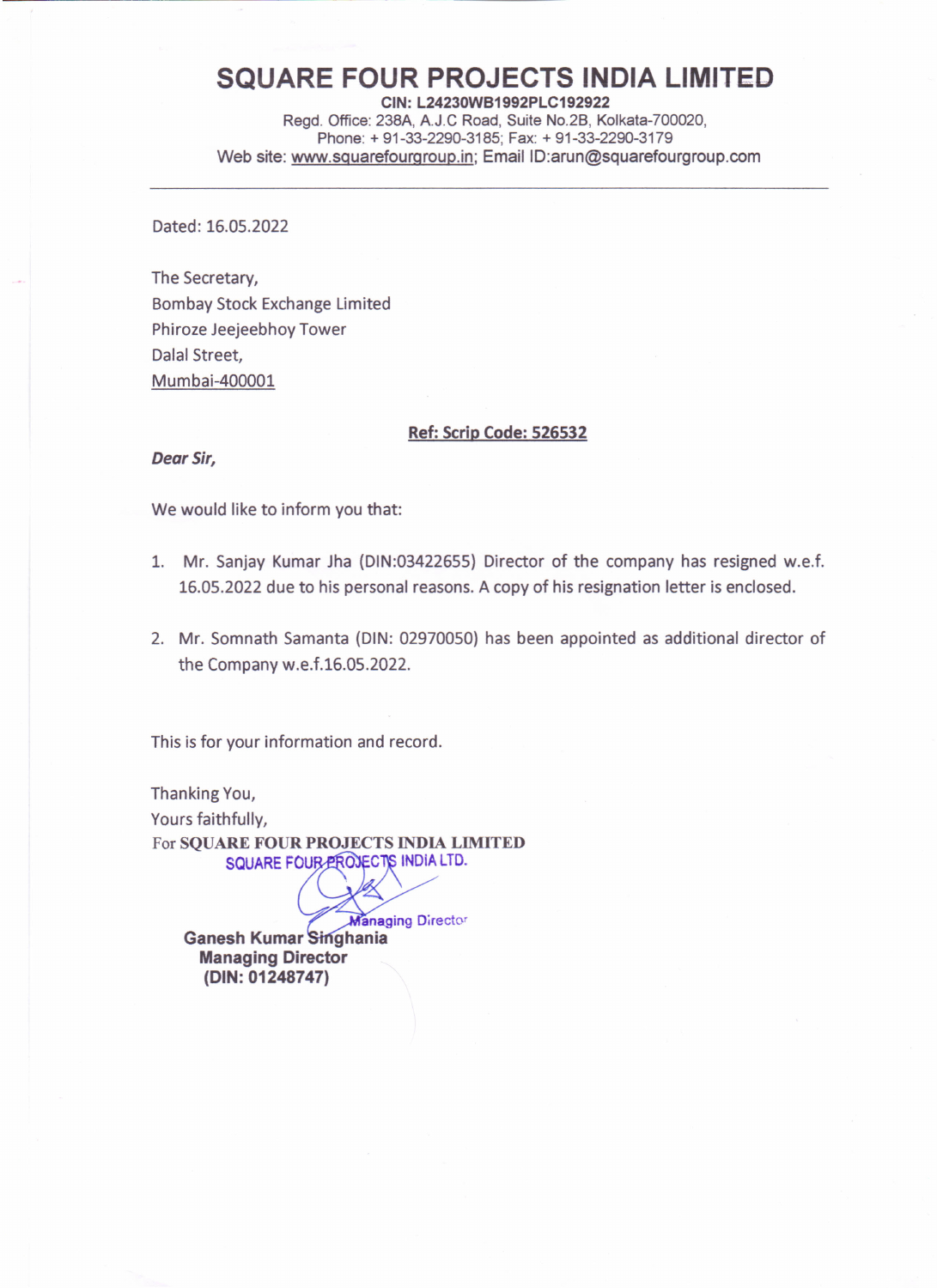# SQUARE FOUR PROJECTS INDIA LIMITED

**CIN: L24230WB1992PLC192922**
Regd. Office: 238A, A.J.C Road, Suite No.2B, Kolkata-700020,
Phone: + 91-33-2290-3185; Fax: + 91-33-2290-3179
Web site: www.squarefourgroup.in; Email ID:arun@squarefourgroup.com

---

Dated: 16.05.2022

The Secretary,
Bombay Stock Exchange Limited
Phiroze Jeejeebhoy Tower
Dalal Street,
Mumbai-400001

**Ref: Scrip Code: 526532**

***Dear Sir,***

We would like to inform you that:

1. Mr. Sanjay Kumar Jha (DIN:03422655) Director of the company has resigned w.e.f. 16.05.2022 due to his personal reasons. A copy of his resignation letter is enclosed.

2. Mr. Somnath Samanta (DIN: 02970050) has been appointed as additional director of the Company w.e.f.16.05.2022.

This is for your information and record.

Thanking You,
Yours faithfully,
For **SQUARE FOUR PROJECTS INDIA LIMITED**
SQUARE FOUR PROJECTS INDIA LTD.

Managing Director

**Ganesh Kumar Singhania**
**Managing Director**
**(DIN: 01248747)**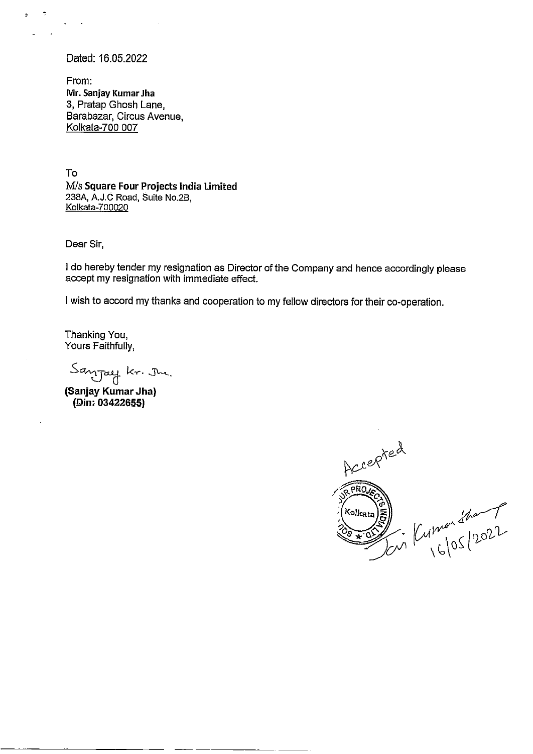Dated: 16.05.2022

From:
**Mr. Sanjay Kumar Jha**
3, Pratap Ghosh Lane,
Barabazar, Circus Avenue,
Kolkata-700 007

To
M/s **Square Four Projects India Limited**
238A, A.J.C Road, Suite No.2B,
Kolkata-700020

Dear Sir,

I do hereby tender my resignation as Director of the Company and hence accordingly please accept my resignation with immediate effect.

I wish to accord my thanks and cooperation to my fellow directors for their co-operation.

Thanking You,
Yours Faithfully,

Sanjay Kr. Jha

**(Sanjay Kumar Jha)**
**(Din: 03422655)**

Accepted

SQUARE FOUR PROJECTS INDIA LTD. Kolkata

Jai Kumar Jha
16/05/2022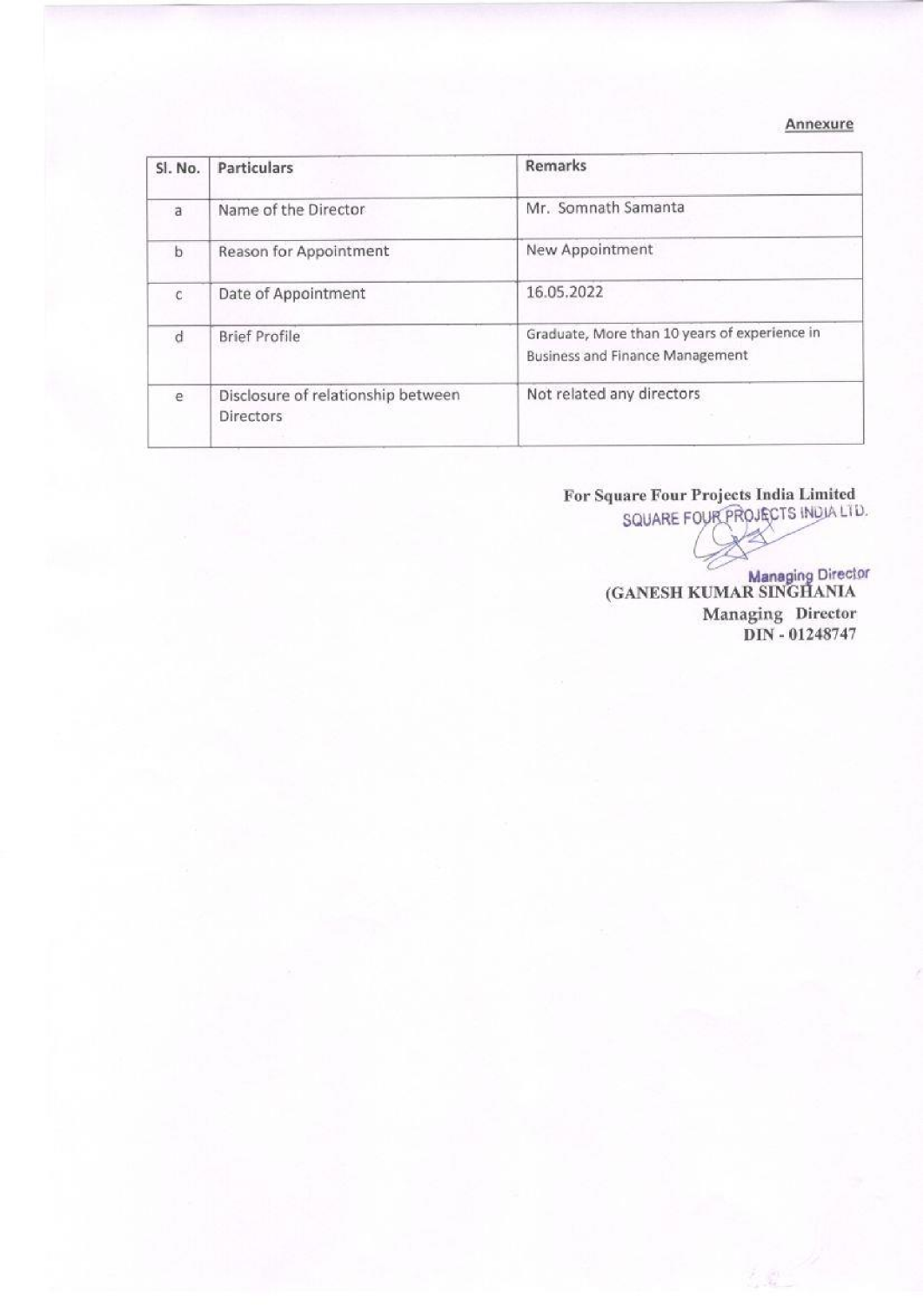**Annexure**

| Sl. No. | Particulars | Remarks |
| --- | --- | --- |
| a | Name of the Director | Mr. Somnath Samanta |
| b | Reason for Appointment | New Appointment |
| c | Date of Appointment | 16.05.2022 |
| d | Brief Profile | Graduate, More than 10 years of experience in Business and Finance Management |
| e | Disclosure of relationship between Directors | Not related any directors |

**For Square Four Projects India Limited**

SQUARE FOUR PROJECTS INDIA LTD.

Managing Director

**(GANESH KUMAR SINGHANIA**

**Managing Director**

**DIN - 01248747**